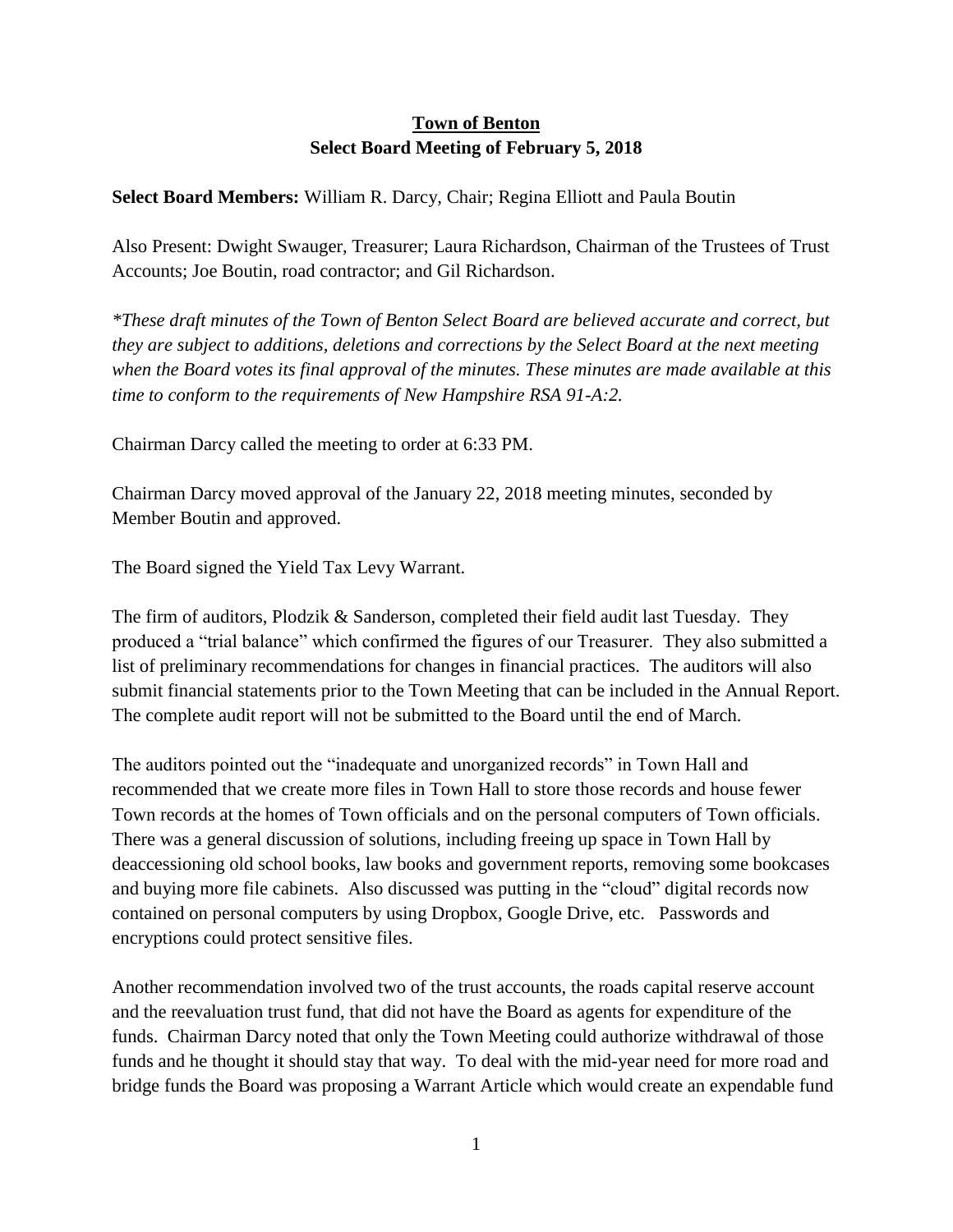# Town of Benton

## Select Board Meeting of February 5, 2018

**Select Board Members:** William R. Darcy, Chair; Regina Elliott and Paula Boutin

Also Present: Dwight Swauger, Treasurer; Laura Richardson, Chairman of the Trustees of Trust Accounts; Joe Boutin, road contractor; and Gil Richardson.

*\*These draft minutes of the Town of Benton Select Board are believed accurate and correct, but they are subject to additions, deletions and corrections by the Select Board at the next meeting when the Board votes its final approval of the minutes. These minutes are made available at this time to conform to the requirements of New Hampshire RSA 91-A:2.*

Chairman Darcy called the meeting to order at 6:33 PM.

Chairman Darcy moved approval of the January 22, 2018 meeting minutes, seconded by Member Boutin and approved.

The Board signed the Yield Tax Levy Warrant.

The firm of auditors, Plodzik & Sanderson, completed their field audit last Tuesday. They produced a "trial balance" which confirmed the figures of our Treasurer. They also submitted a list of preliminary recommendations for changes in financial practices. The auditors will also submit financial statements prior to the Town Meeting that can be included in the Annual Report. The complete audit report will not be submitted to the Board until the end of March.

The auditors pointed out the "inadequate and unorganized records" in Town Hall and recommended that we create more files in Town Hall to store those records and house fewer Town records at the homes of Town officials and on the personal computers of Town officials. There was a general discussion of solutions, including freeing up space in Town Hall by deaccessioning old school books, law books and government reports, removing some bookcases and buying more file cabinets. Also discussed was putting in the "cloud" digital records now contained on personal computers by using Dropbox, Google Drive, etc. Passwords and encryptions could protect sensitive files.

Another recommendation involved two of the trust accounts, the roads capital reserve account and the reevaluation trust fund, that did not have the Board as agents for expenditure of the funds. Chairman Darcy noted that only the Town Meeting could authorize withdrawal of those funds and he thought it should stay that way. To deal with the mid-year need for more road and bridge funds the Board was proposing a Warrant Article which would create an expendable fund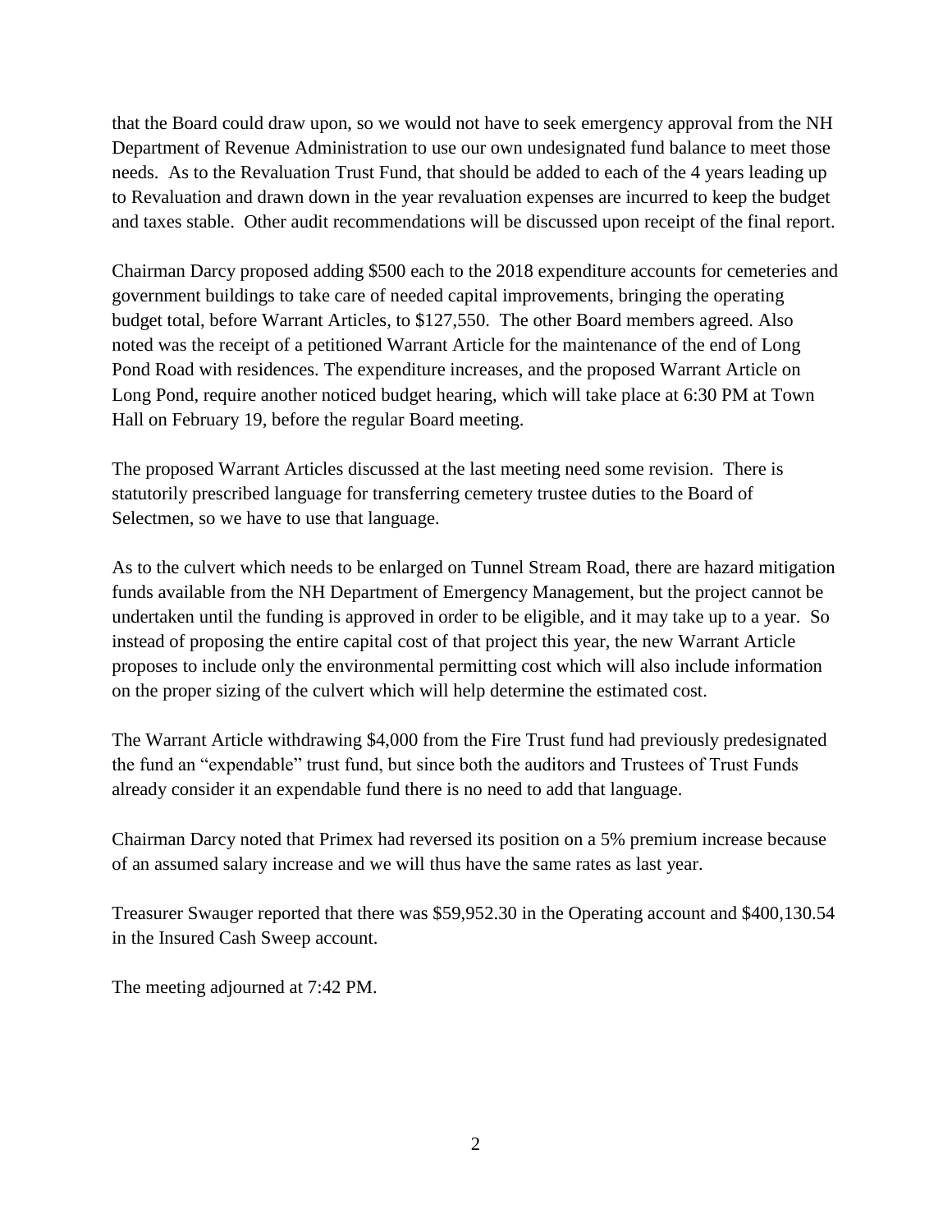that the Board could draw upon, so we would not have to seek emergency approval from the NH Department of Revenue Administration to use our own undesignated fund balance to meet those needs. As to the Revaluation Trust Fund, that should be added to each of the 4 years leading up to Revaluation and drawn down in the year revaluation expenses are incurred to keep the budget and taxes stable. Other audit recommendations will be discussed upon receipt of the final report.

Chairman Darcy proposed adding $500 each to the 2018 expenditure accounts for cemeteries and government buildings to take care of needed capital improvements, bringing the operating budget total, before Warrant Articles, to $127,550. The other Board members agreed. Also noted was the receipt of a petitioned Warrant Article for the maintenance of the end of Long Pond Road with residences. The expenditure increases, and the proposed Warrant Article on Long Pond, require another noticed budget hearing, which will take place at 6:30 PM at Town Hall on February 19, before the regular Board meeting.

The proposed Warrant Articles discussed at the last meeting need some revision. There is statutorily prescribed language for transferring cemetery trustee duties to the Board of Selectmen, so we have to use that language.

As to the culvert which needs to be enlarged on Tunnel Stream Road, there are hazard mitigation funds available from the NH Department of Emergency Management, but the project cannot be undertaken until the funding is approved in order to be eligible, and it may take up to a year. So instead of proposing the entire capital cost of that project this year, the new Warrant Article proposes to include only the environmental permitting cost which will also include information on the proper sizing of the culvert which will help determine the estimated cost.

The Warrant Article withdrawing $4,000 from the Fire Trust fund had previously predesignated the fund an "expendable" trust fund, but since both the auditors and Trustees of Trust Funds already consider it an expendable fund there is no need to add that language.

Chairman Darcy noted that Primex had reversed its position on a 5% premium increase because of an assumed salary increase and we will thus have the same rates as last year.

Treasurer Swauger reported that there was $59,952.30 in the Operating account and $400,130.54 in the Insured Cash Sweep account.

The meeting adjourned at 7:42 PM.